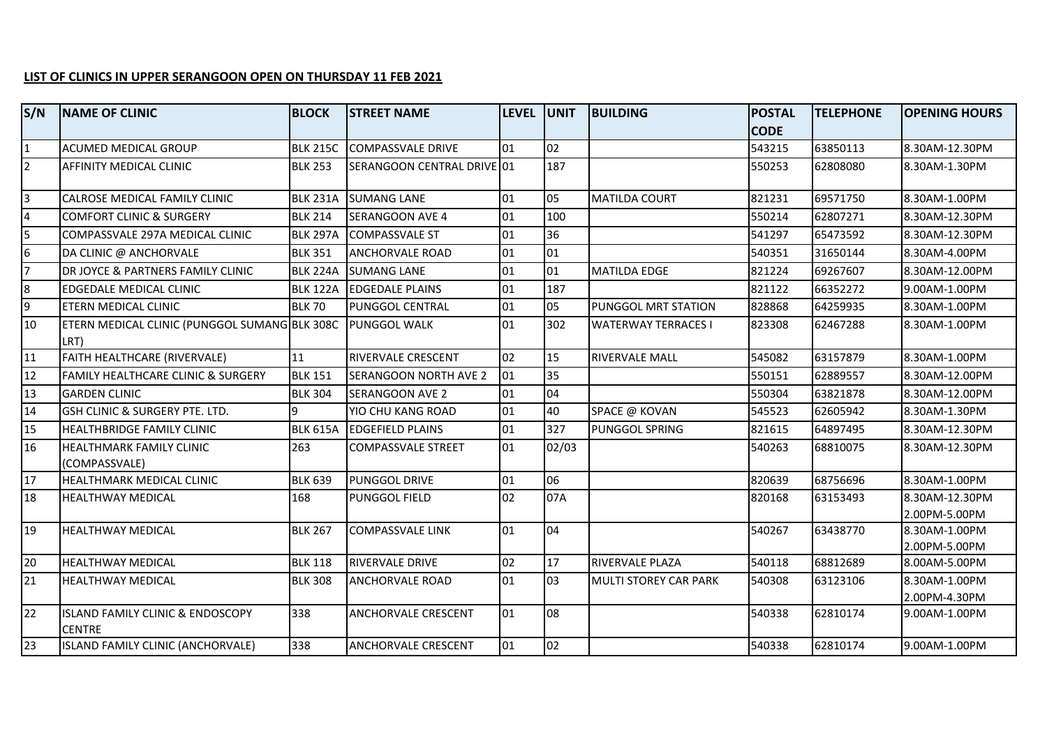**LIST OF CLINICS IN UPPER SERANGOON OPEN ON THURSDAY 11 FEB 2021**

| S/N | NAME OF CLINIC | BLOCK | STREET NAME | LEVEL | UNIT | BUILDING | POSTAL CODE | TELEPHONE | OPENING HOURS |
|---|---|---|---|---|---|---|---|---|---|
| 1 | ACUMED MEDICAL GROUP | BLK 215C | COMPASSVALE DRIVE | 01 | 02 | | 543215 | 63850113 | 8.30AM-12.30PM |
| 2 | AFFINITY MEDICAL CLINIC | BLK 253 | SERANGOON CENTRAL DRIVE | 01 | 187 | | 550253 | 62808080 | 8.30AM-1.30PM |
| 3 | CALROSE MEDICAL FAMILY CLINIC | BLK 231A | SUMANG LANE | 01 | 05 | MATILDA COURT | 821231 | 69571750 | 8.30AM-1.00PM |
| 4 | COMFORT CLINIC & SURGERY | BLK 214 | SERANGOON AVE 4 | 01 | 100 | | 550214 | 62807271 | 8.30AM-12.30PM |
| 5 | COMPASSVALE 297A MEDICAL CLINIC | BLK 297A | COMPASSVALE ST | 01 | 36 | | 541297 | 65473592 | 8.30AM-12.30PM |
| 6 | DA CLINIC @ ANCHORVALE | BLK 351 | ANCHORVALE ROAD | 01 | 01 | | 540351 | 31650144 | 8.30AM-4.00PM |
| 7 | DR JOYCE & PARTNERS FAMILY CLINIC | BLK 224A | SUMANG LANE | 01 | 01 | MATILDA EDGE | 821224 | 69267607 | 8.30AM-12.00PM |
| 8 | EDGEDALE MEDICAL CLINIC | BLK 122A | EDGEDALE PLAINS | 01 | 187 | | 821122 | 66352272 | 9.00AM-1.00PM |
| 9 | ETERN MEDICAL CLINIC | BLK 70 | PUNGGOL CENTRAL | 01 | 05 | PUNGGOL MRT STATION | 828868 | 64259935 | 8.30AM-1.00PM |
| 10 | ETERN MEDICAL CLINIC (PUNGGOL SUMANG LRT) | BLK 308C | PUNGGOL WALK | 01 | 302 | WATERWAY TERRACES I | 823308 | 62467288 | 8.30AM-1.00PM |
| 11 | FAITH HEALTHCARE (RIVERVALE) | 11 | RIVERVALE CRESCENT | 02 | 15 | RIVERVALE MALL | 545082 | 63157879 | 8.30AM-1.00PM |
| 12 | FAMILY HEALTHCARE CLINIC & SURGERY | BLK 151 | SERANGOON NORTH AVE 2 | 01 | 35 | | 550151 | 62889557 | 8.30AM-12.00PM |
| 13 | GARDEN CLINIC | BLK 304 | SERANGOON AVE 2 | 01 | 04 | | 550304 | 63821878 | 8.30AM-12.00PM |
| 14 | GSH CLINIC & SURGERY PTE. LTD. | 9 | YIO CHU KANG ROAD | 01 | 40 | SPACE @ KOVAN | 545523 | 62605942 | 8.30AM-1.30PM |
| 15 | HEALTHBRIDGE FAMILY CLINIC | BLK 615A | EDGEFIELD PLAINS | 01 | 327 | PUNGGOL SPRING | 821615 | 64897495 | 8.30AM-12.30PM |
| 16 | HEALTHMARK FAMILY CLINIC (COMPASSVALE) | 263 | COMPASSVALE STREET | 01 | 02/03 | | 540263 | 68810075 | 8.30AM-12.30PM |
| 17 | HEALTHMARK MEDICAL CLINIC | BLK 639 | PUNGGOL DRIVE | 01 | 06 | | 820639 | 68756696 | 8.30AM-1.00PM |
| 18 | HEALTHWAY MEDICAL | 168 | PUNGGOL FIELD | 02 | 07A | | 820168 | 63153493 | 8.30AM-12.30PM 2.00PM-5.00PM |
| 19 | HEALTHWAY MEDICAL | BLK 267 | COMPASSVALE LINK | 01 | 04 | | 540267 | 63438770 | 8.30AM-1.00PM 2.00PM-5.00PM |
| 20 | HEALTHWAY MEDICAL | BLK 118 | RIVERVALE DRIVE | 02 | 17 | RIVERVALE PLAZA | 540118 | 68812689 | 8.00AM-5.00PM |
| 21 | HEALTHWAY MEDICAL | BLK 308 | ANCHORVALE ROAD | 01 | 03 | MULTI STOREY CAR PARK | 540308 | 63123106 | 8.30AM-1.00PM 2.00PM-4.30PM |
| 22 | ISLAND FAMILY CLINIC & ENDOSCOPY CENTRE | 338 | ANCHORVALE CRESCENT | 01 | 08 | | 540338 | 62810174 | 9.00AM-1.00PM |
| 23 | ISLAND FAMILY CLINIC (ANCHORVALE) | 338 | ANCHORVALE CRESCENT | 01 | 02 | | 540338 | 62810174 | 9.00AM-1.00PM |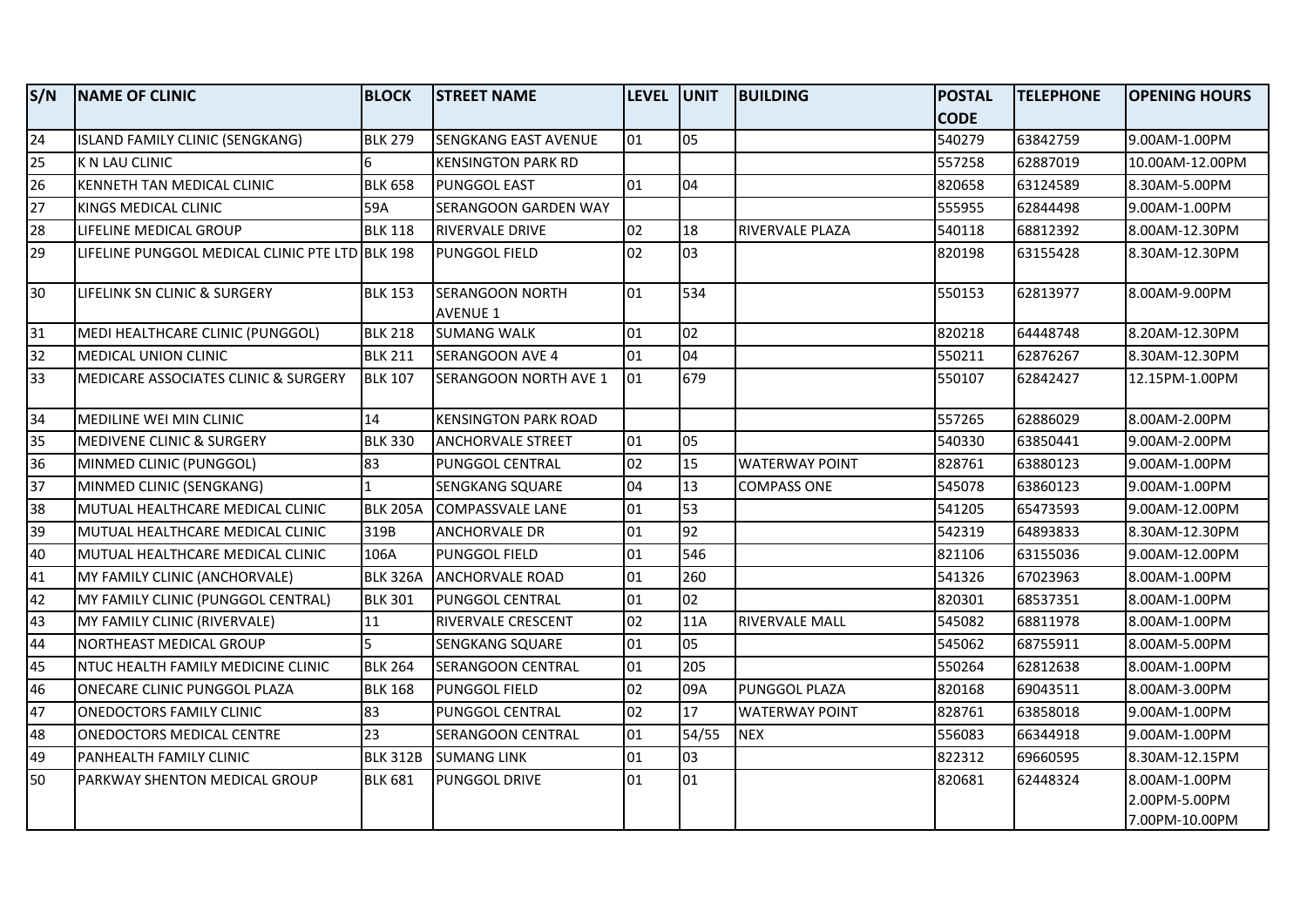| S/N | NAME OF CLINIC | BLOCK | STREET NAME | LEVEL | UNIT | BUILDING | POSTAL CODE | TELEPHONE | OPENING HOURS |
|---|---|---|---|---|---|---|---|---|---|
| 24 | ISLAND FAMILY CLINIC (SENGKANG) | BLK 279 | SENGKANG EAST AVENUE | 01 | 05 | | 540279 | 63842759 | 9.00AM-1.00PM |
| 25 | K N LAU CLINIC | 6 | KENSINGTON PARK RD | | | | 557258 | 62887019 | 10.00AM-12.00PM |
| 26 | KENNETH TAN MEDICAL CLINIC | BLK 658 | PUNGGOL EAST | 01 | 04 | | 820658 | 63124589 | 8.30AM-5.00PM |
| 27 | KINGS MEDICAL CLINIC | 59A | SERANGOON GARDEN WAY | | | | 555955 | 62844498 | 9.00AM-1.00PM |
| 28 | LIFELINE MEDICAL GROUP | BLK 118 | RIVERVALE DRIVE | 02 | 18 | RIVERVALE PLAZA | 540118 | 68812392 | 8.00AM-12.30PM |
| 29 | LIFELINE PUNGGOL MEDICAL CLINIC PTE LTD | BLK 198 | PUNGGOL FIELD | 02 | 03 | | 820198 | 63155428 | 8.30AM-12.30PM |
| 30 | LIFELINK SN CLINIC & SURGERY | BLK 153 | SERANGOON NORTH AVENUE 1 | 01 | 534 | | 550153 | 62813977 | 8.00AM-9.00PM |
| 31 | MEDI HEALTHCARE CLINIC (PUNGGOL) | BLK 218 | SUMANG WALK | 01 | 02 | | 820218 | 64448748 | 8.20AM-12.30PM |
| 32 | MEDICAL UNION CLINIC | BLK 211 | SERANGOON AVE 4 | 01 | 04 | | 550211 | 62876267 | 8.30AM-12.30PM |
| 33 | MEDICARE ASSOCIATES CLINIC & SURGERY | BLK 107 | SERANGOON NORTH AVE 1 | 01 | 679 | | 550107 | 62842427 | 12.15PM-1.00PM |
| 34 | MEDILINE WEI MIN CLINIC | 14 | KENSINGTON PARK ROAD | | | | 557265 | 62886029 | 8.00AM-2.00PM |
| 35 | MEDIVENE CLINIC & SURGERY | BLK 330 | ANCHORVALE STREET | 01 | 05 | | 540330 | 63850441 | 9.00AM-2.00PM |
| 36 | MINMED CLINIC (PUNGGOL) | 83 | PUNGGOL CENTRAL | 02 | 15 | WATERWAY POINT | 828761 | 63880123 | 9.00AM-1.00PM |
| 37 | MINMED CLINIC (SENGKANG) | 1 | SENGKANG SQUARE | 04 | 13 | COMPASS ONE | 545078 | 63860123 | 9.00AM-1.00PM |
| 38 | MUTUAL HEALTHCARE MEDICAL CLINIC | BLK 205A | COMPASSVALE LANE | 01 | 53 | | 541205 | 65473593 | 9.00AM-12.00PM |
| 39 | MUTUAL HEALTHCARE MEDICAL CLINIC | 319B | ANCHORVALE DR | 01 | 92 | | 542319 | 64893833 | 8.30AM-12.30PM |
| 40 | MUTUAL HEALTHCARE MEDICAL CLINIC | 106A | PUNGGOL FIELD | 01 | 546 | | 821106 | 63155036 | 9.00AM-12.00PM |
| 41 | MY FAMILY CLINIC (ANCHORVALE) | BLK 326A | ANCHORVALE ROAD | 01 | 260 | | 541326 | 67023963 | 8.00AM-1.00PM |
| 42 | MY FAMILY CLINIC (PUNGGOL CENTRAL) | BLK 301 | PUNGGOL CENTRAL | 01 | 02 | | 820301 | 68537351 | 8.00AM-1.00PM |
| 43 | MY FAMILY CLINIC (RIVERVALE) | 11 | RIVERVALE CRESCENT | 02 | 11A | RIVERVALE MALL | 545082 | 68811978 | 8.00AM-1.00PM |
| 44 | NORTHEAST MEDICAL GROUP | 5 | SENGKANG SQUARE | 01 | 05 | | 545062 | 68755911 | 8.00AM-5.00PM |
| 45 | NTUC HEALTH FAMILY MEDICINE CLINIC | BLK 264 | SERANGOON CENTRAL | 01 | 205 | | 550264 | 62812638 | 8.00AM-1.00PM |
| 46 | ONECARE CLINIC PUNGGOL PLAZA | BLK 168 | PUNGGOL FIELD | 02 | 09A | PUNGGOL PLAZA | 820168 | 69043511 | 8.00AM-3.00PM |
| 47 | ONEDOCTORS FAMILY CLINIC | 83 | PUNGGOL CENTRAL | 02 | 17 | WATERWAY POINT | 828761 | 63858018 | 9.00AM-1.00PM |
| 48 | ONEDOCTORS MEDICAL CENTRE | 23 | SERANGOON CENTRAL | 01 | 54/55 | NEX | 556083 | 66344918 | 9.00AM-1.00PM |
| 49 | PANHEALTH FAMILY CLINIC | BLK 312B | SUMANG LINK | 01 | 03 | | 822312 | 69660595 | 8.30AM-12.15PM |
| 50 | PARKWAY SHENTON MEDICAL GROUP | BLK 681 | PUNGGOL DRIVE | 01 | 01 | | 820681 | 62448324 | 8.00AM-1.00PM 2.00PM-5.00PM 7.00PM-10.00PM |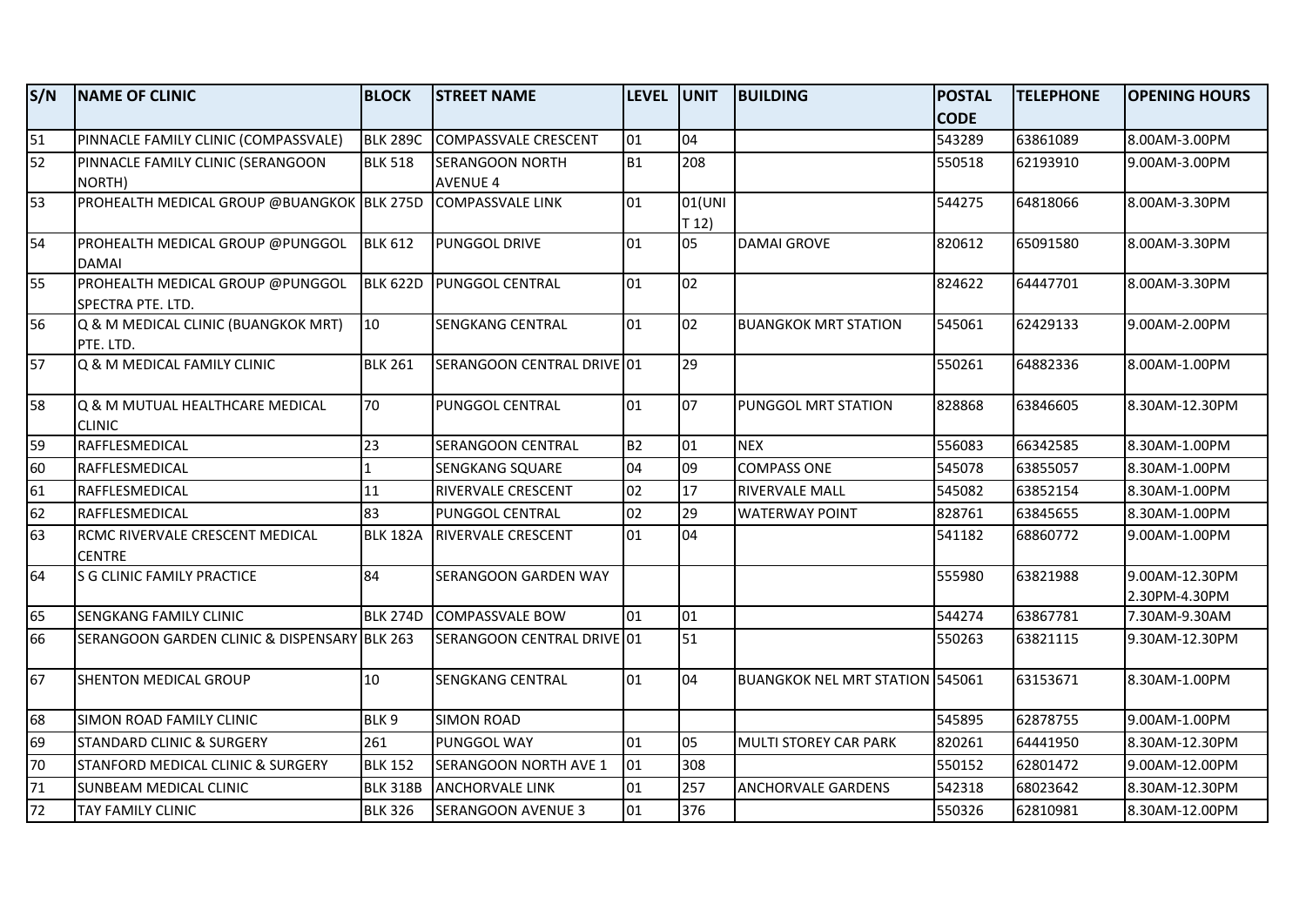| S/N | NAME OF CLINIC | BLOCK | STREET NAME | LEVEL | UNIT | BUILDING | POSTAL CODE | TELEPHONE | OPENING HOURS |
|---|---|---|---|---|---|---|---|---|---|
| 51 | PINNACLE FAMILY CLINIC (COMPASSVALE) | BLK 289C | COMPASSVALE CRESCENT | 01 | 04 | | 543289 | 63861089 | 8.00AM-3.00PM |
| 52 | PINNACLE FAMILY CLINIC (SERANGOON NORTH) | BLK 518 | SERANGOON NORTH AVENUE 4 | B1 | 208 | | 550518 | 62193910 | 9.00AM-3.00PM |
| 53 | PROHEALTH MEDICAL GROUP @BUANGKOK | BLK 275D | COMPASSVALE LINK | 01 | 01(UNIT 12) | | 544275 | 64818066 | 8.00AM-3.30PM |
| 54 | PROHEALTH MEDICAL GROUP @PUNGGOL DAMAI | BLK 612 | PUNGGOL DRIVE | 01 | 05 | DAMAI GROVE | 820612 | 65091580 | 8.00AM-3.30PM |
| 55 | PROHEALTH MEDICAL GROUP @PUNGGOL SPECTRA PTE. LTD. | BLK 622D | PUNGGOL CENTRAL | 01 | 02 | | 824622 | 64447701 | 8.00AM-3.30PM |
| 56 | Q & M MEDICAL CLINIC (BUANGKOK MRT) PTE. LTD. | 10 | SENGKANG CENTRAL | 01 | 02 | BUANGKOK MRT STATION | 545061 | 62429133 | 9.00AM-2.00PM |
| 57 | Q & M MEDICAL FAMILY CLINIC | BLK 261 | SERANGOON CENTRAL DRIVE | 01 | 29 | | 550261 | 64882336 | 8.00AM-1.00PM |
| 58 | Q & M MUTUAL HEALTHCARE MEDICAL CLINIC | 70 | PUNGGOL CENTRAL | 01 | 07 | PUNGGOL MRT STATION | 828868 | 63846605 | 8.30AM-12.30PM |
| 59 | RAFFLESMEDICAL | 23 | SERANGOON CENTRAL | B2 | 01 | NEX | 556083 | 66342585 | 8.30AM-1.00PM |
| 60 | RAFFLESMEDICAL | 1 | SENGKANG SQUARE | 04 | 09 | COMPASS ONE | 545078 | 63855057 | 8.30AM-1.00PM |
| 61 | RAFFLESMEDICAL | 11 | RIVERVALE CRESCENT | 02 | 17 | RIVERVALE MALL | 545082 | 63852154 | 8.30AM-1.00PM |
| 62 | RAFFLESMEDICAL | 83 | PUNGGOL CENTRAL | 02 | 29 | WATERWAY POINT | 828761 | 63845655 | 8.30AM-1.00PM |
| 63 | RCMC RIVERVALE CRESCENT MEDICAL CENTRE | BLK 182A | RIVERVALE CRESCENT | 01 | 04 | | 541182 | 68860772 | 9.00AM-1.00PM |
| 64 | S G CLINIC FAMILY PRACTICE | 84 | SERANGOON GARDEN WAY | | | | 555980 | 63821988 | 9.00AM-12.30PM 2.30PM-4.30PM |
| 65 | SENGKANG FAMILY CLINIC | BLK 274D | COMPASSVALE BOW | 01 | 01 | | 544274 | 63867781 | 7.30AM-9.30AM |
| 66 | SERANGOON GARDEN CLINIC & DISPENSARY | BLK 263 | SERANGOON CENTRAL DRIVE | 01 | 51 | | 550263 | 63821115 | 9.30AM-12.30PM |
| 67 | SHENTON MEDICAL GROUP | 10 | SENGKANG CENTRAL | 01 | 04 | BUANGKOK NEL MRT STATION | 545061 | 63153671 | 8.30AM-1.00PM |
| 68 | SIMON ROAD FAMILY CLINIC | BLK 9 | SIMON ROAD | | | | 545895 | 62878755 | 9.00AM-1.00PM |
| 69 | STANDARD CLINIC & SURGERY | 261 | PUNGGOL WAY | 01 | 05 | MULTI STOREY CAR PARK | 820261 | 64441950 | 8.30AM-12.30PM |
| 70 | STANFORD MEDICAL CLINIC & SURGERY | BLK 152 | SERANGOON NORTH AVE 1 | 01 | 308 | | 550152 | 62801472 | 9.00AM-12.00PM |
| 71 | SUNBEAM MEDICAL CLINIC | BLK 318B | ANCHORVALE LINK | 01 | 257 | ANCHORVALE GARDENS | 542318 | 68023642 | 8.30AM-12.30PM |
| 72 | TAY FAMILY CLINIC | BLK 326 | SERANGOON AVENUE 3 | 01 | 376 | | 550326 | 62810981 | 8.30AM-12.00PM |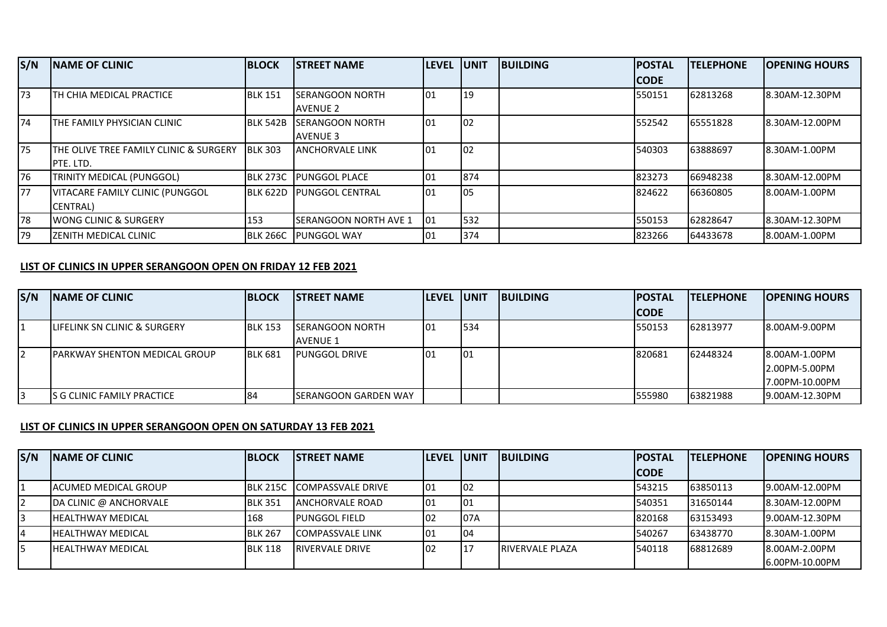| S/N | NAME OF CLINIC | BLOCK | STREET NAME | LEVEL | UNIT | BUILDING | POSTAL CODE | TELEPHONE | OPENING HOURS |
|---|---|---|---|---|---|---|---|---|---|
| 73 | TH CHIA MEDICAL PRACTICE | BLK 151 | SERANGOON NORTH AVENUE 2 | 01 | 19 | | 550151 | 62813268 | 8.30AM-12.30PM |
| 74 | THE FAMILY PHYSICIAN CLINIC | BLK 542B | SERANGOON NORTH AVENUE 3 | 01 | 02 | | 552542 | 65551828 | 8.30AM-12.00PM |
| 75 | THE OLIVE TREE FAMILY CLINIC & SURGERY PTE. LTD. | BLK 303 | ANCHORVALE LINK | 01 | 02 | | 540303 | 63888697 | 8.30AM-1.00PM |
| 76 | TRINITY MEDICAL (PUNGGOL) | BLK 273C | PUNGGOL PLACE | 01 | 874 | | 823273 | 66948238 | 8.30AM-12.00PM |
| 77 | VITACARE FAMILY CLINIC (PUNGGOL CENTRAL) | BLK 622D | PUNGGOL CENTRAL | 01 | 05 | | 824622 | 66360805 | 8.00AM-1.00PM |
| 78 | WONG CLINIC & SURGERY | 153 | SERANGOON NORTH AVE 1 | 01 | 532 | | 550153 | 62828647 | 8.30AM-12.30PM |
| 79 | ZENITH MEDICAL CLINIC | BLK 266C | PUNGGOL WAY | 01 | 374 | | 823266 | 64433678 | 8.00AM-1.00PM |

**LIST OF CLINICS IN UPPER SERANGOON OPEN ON FRIDAY 12 FEB 2021**

| S/N | NAME OF CLINIC | BLOCK | STREET NAME | LEVEL | UNIT | BUILDING | POSTAL CODE | TELEPHONE | OPENING HOURS |
|---|---|---|---|---|---|---|---|---|---|
| 1 | LIFELINK SN CLINIC & SURGERY | BLK 153 | SERANGOON NORTH AVENUE 1 | 01 | 534 | | 550153 | 62813977 | 8.00AM-9.00PM |
| 2 | PARKWAY SHENTON MEDICAL GROUP | BLK 681 | PUNGGOL DRIVE | 01 | 01 | | 820681 | 62448324 | 8.00AM-1.00PM 2.00PM-5.00PM 7.00PM-10.00PM |
| 3 | S G CLINIC FAMILY PRACTICE | 84 | SERANGOON GARDEN WAY | | | | 555980 | 63821988 | 9.00AM-12.30PM |

**LIST OF CLINICS IN UPPER SERANGOON OPEN ON SATURDAY 13 FEB 2021**

| S/N | NAME OF CLINIC | BLOCK | STREET NAME | LEVEL | UNIT | BUILDING | POSTAL CODE | TELEPHONE | OPENING HOURS |
|---|---|---|---|---|---|---|---|---|---|
| 1 | ACUMED MEDICAL GROUP | BLK 215C | COMPASSVALE DRIVE | 01 | 02 | | 543215 | 63850113 | 9.00AM-12.00PM |
| 2 | DA CLINIC @ ANCHORVALE | BLK 351 | ANCHORVALE ROAD | 01 | 01 | | 540351 | 31650144 | 8.30AM-12.00PM |
| 3 | HEALTHWAY MEDICAL | 168 | PUNGGOL FIELD | 02 | 07A | | 820168 | 63153493 | 9.00AM-12.30PM |
| 4 | HEALTHWAY MEDICAL | BLK 267 | COMPASSVALE LINK | 01 | 04 | | 540267 | 63438770 | 8.30AM-1.00PM |
| 5 | HEALTHWAY MEDICAL | BLK 118 | RIVERVALE DRIVE | 02 | 17 | RIVERVALE PLAZA | 540118 | 68812689 | 8.00AM-2.00PM 6.00PM-10.00PM |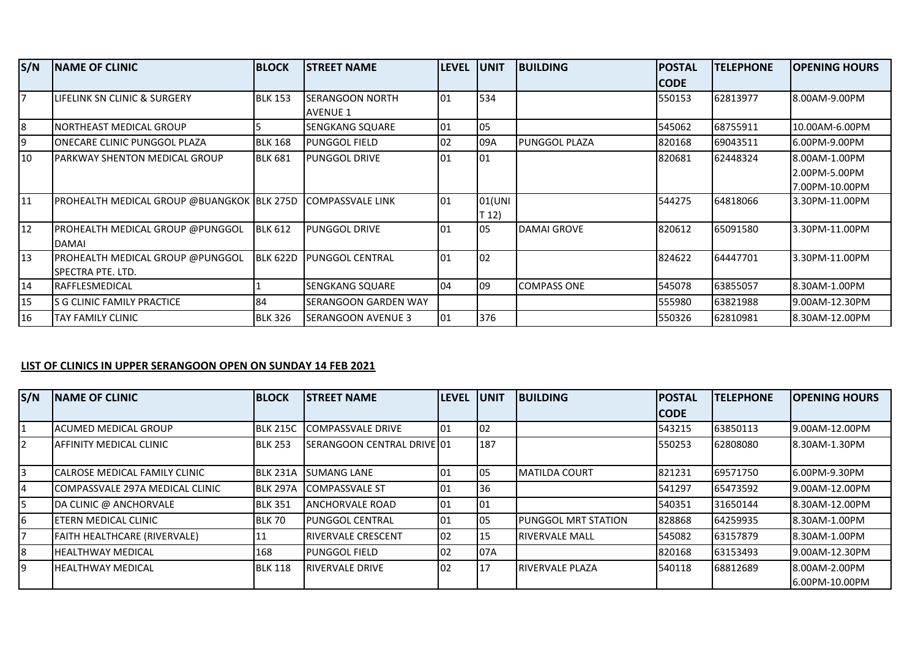| S/N | NAME OF CLINIC | BLOCK | STREET NAME | LEVEL | UNIT | BUILDING | POSTAL CODE | TELEPHONE | OPENING HOURS |
|---|---|---|---|---|---|---|---|---|---|
| 7 | LIFELINK SN CLINIC & SURGERY | BLK 153 | SERANGOON NORTH AVENUE 1 | 01 | 534 | | 550153 | 62813977 | 8.00AM-9.00PM |
| 8 | NORTHEAST MEDICAL GROUP | 5 | SENGKANG SQUARE | 01 | 05 | | 545062 | 68755911 | 10.00AM-6.00PM |
| 9 | ONECARE CLINIC PUNGGOL PLAZA | BLK 168 | PUNGGOL FIELD | 02 | 09A | PUNGGOL PLAZA | 820168 | 69043511 | 6.00PM-9.00PM |
| 10 | PARKWAY SHENTON MEDICAL GROUP | BLK 681 | PUNGGOL DRIVE | 01 | 01 | | 820681 | 62448324 | 8.00AM-1.00PM 2.00PM-5.00PM 7.00PM-10.00PM |
| 11 | PROHEALTH MEDICAL GROUP @BUANGKOK | BLK 275D | COMPASSVALE LINK | 01 | 01(UNIT 12) | | 544275 | 64818066 | 3.30PM-11.00PM |
| 12 | PROHEALTH MEDICAL GROUP @PUNGGOL DAMAI | BLK 612 | PUNGGOL DRIVE | 01 | 05 | DAMAI GROVE | 820612 | 65091580 | 3.30PM-11.00PM |
| 13 | PROHEALTH MEDICAL GROUP @PUNGGOL SPECTRA PTE. LTD. | BLK 622D | PUNGGOL CENTRAL | 01 | 02 | | 824622 | 64447701 | 3.30PM-11.00PM |
| 14 | RAFFLESMEDICAL | 1 | SENGKANG SQUARE | 04 | 09 | COMPASS ONE | 545078 | 63855057 | 8.30AM-1.00PM |
| 15 | S G CLINIC FAMILY PRACTICE | 84 | SERANGOON GARDEN WAY | | | | 555980 | 63821988 | 9.00AM-12.30PM |
| 16 | TAY FAMILY CLINIC | BLK 326 | SERANGOON AVENUE 3 | 01 | 376 | | 550326 | 62810981 | 8.30AM-12.00PM |

**LIST OF CLINICS IN UPPER SERANGOON OPEN ON SUNDAY 14 FEB 2021**

| S/N | NAME OF CLINIC | BLOCK | STREET NAME | LEVEL | UNIT | BUILDING | POSTAL CODE | TELEPHONE | OPENING HOURS |
|---|---|---|---|---|---|---|---|---|---|
| 1 | ACUMED MEDICAL GROUP | BLK 215C | COMPASSVALE DRIVE | 01 | 02 | | 543215 | 63850113 | 9.00AM-12.00PM |
| 2 | AFFINITY MEDICAL CLINIC | BLK 253 | SERANGOON CENTRAL DRIVE | 01 | 187 | | 550253 | 62808080 | 8.30AM-1.30PM |
| 3 | CALROSE MEDICAL FAMILY CLINIC | BLK 231A | SUMANG LANE | 01 | 05 | MATILDA COURT | 821231 | 69571750 | 6.00PM-9.30PM |
| 4 | COMPASSVALE 297A MEDICAL CLINIC | BLK 297A | COMPASSVALE ST | 01 | 36 | | 541297 | 65473592 | 9.00AM-12.00PM |
| 5 | DA CLINIC @ ANCHORVALE | BLK 351 | ANCHORVALE ROAD | 01 | 01 | | 540351 | 31650144 | 8.30AM-12.00PM |
| 6 | ETERN MEDICAL CLINIC | BLK 70 | PUNGGOL CENTRAL | 01 | 05 | PUNGGOL MRT STATION | 828868 | 64259935 | 8.30AM-1.00PM |
| 7 | FAITH HEALTHCARE (RIVERVALE) | 11 | RIVERVALE CRESCENT | 02 | 15 | RIVERVALE MALL | 545082 | 63157879 | 8.30AM-1.00PM |
| 8 | HEALTHWAY MEDICAL | 168 | PUNGGOL FIELD | 02 | 07A | | 820168 | 63153493 | 9.00AM-12.30PM |
| 9 | HEALTHWAY MEDICAL | BLK 118 | RIVERVALE DRIVE | 02 | 17 | RIVERVALE PLAZA | 540118 | 68812689 | 8.00AM-2.00PM 6.00PM-10.00PM |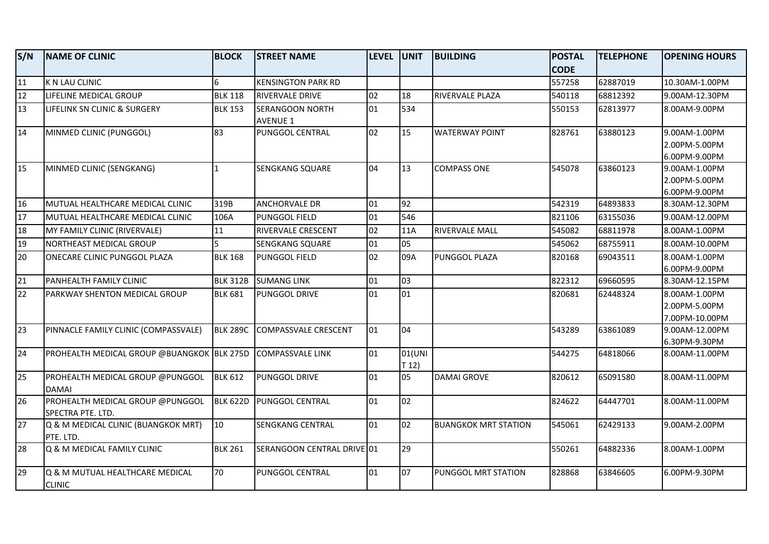| S/N | NAME OF CLINIC | BLOCK | STREET NAME | LEVEL | UNIT | BUILDING | POSTAL CODE | TELEPHONE | OPENING HOURS |
|---|---|---|---|---|---|---|---|---|---|
| 11 | K N LAU CLINIC | 6 | KENSINGTON PARK RD | | | | 557258 | 62887019 | 10.30AM-1.00PM |
| 12 | LIFELINE MEDICAL GROUP | BLK 118 | RIVERVALE DRIVE | 02 | 18 | RIVERVALE PLAZA | 540118 | 68812392 | 9.00AM-12.30PM |
| 13 | LIFELINK SN CLINIC & SURGERY | BLK 153 | SERANGOON NORTH AVENUE 1 | 01 | 534 | | 550153 | 62813977 | 8.00AM-9.00PM |
| 14 | MINMED CLINIC (PUNGGOL) | 83 | PUNGGOL CENTRAL | 02 | 15 | WATERWAY POINT | 828761 | 63880123 | 9.00AM-1.00PM<br>2.00PM-5.00PM<br>6.00PM-9.00PM |
| 15 | MINMED CLINIC (SENGKANG) | 1 | SENGKANG SQUARE | 04 | 13 | COMPASS ONE | 545078 | 63860123 | 9.00AM-1.00PM<br>2.00PM-5.00PM<br>6.00PM-9.00PM |
| 16 | MUTUAL HEALTHCARE MEDICAL CLINIC | 319B | ANCHORVALE DR | 01 | 92 | | 542319 | 64893833 | 8.30AM-12.30PM |
| 17 | MUTUAL HEALTHCARE MEDICAL CLINIC | 106A | PUNGGOL FIELD | 01 | 546 | | 821106 | 63155036 | 9.00AM-12.00PM |
| 18 | MY FAMILY CLINIC (RIVERVALE) | 11 | RIVERVALE CRESCENT | 02 | 11A | RIVERVALE MALL | 545082 | 68811978 | 8.00AM-1.00PM |
| 19 | NORTHEAST MEDICAL GROUP | 5 | SENGKANG SQUARE | 01 | 05 | | 545062 | 68755911 | 8.00AM-10.00PM |
| 20 | ONECARE CLINIC PUNGGOL PLAZA | BLK 168 | PUNGGOL FIELD | 02 | 09A | PUNGGOL PLAZA | 820168 | 69043511 | 8.00AM-1.00PM<br>6.00PM-9.00PM |
| 21 | PANHEALTH FAMILY CLINIC | BLK 312B | SUMANG LINK | 01 | 03 | | 822312 | 69660595 | 8.30AM-12.15PM |
| 22 | PARKWAY SHENTON MEDICAL GROUP | BLK 681 | PUNGGOL DRIVE | 01 | 01 | | 820681 | 62448324 | 8.00AM-1.00PM<br>2.00PM-5.00PM<br>7.00PM-10.00PM |
| 23 | PINNACLE FAMILY CLINIC (COMPASSVALE) | BLK 289C | COMPASSVALE CRESCENT | 01 | 04 | | 543289 | 63861089 | 9.00AM-12.00PM<br>6.30PM-9.30PM |
| 24 | PROHEALTH MEDICAL GROUP @BUANGKOK | BLK 275D | COMPASSVALE LINK | 01 | 01(UNIT 12) | | 544275 | 64818066 | 8.00AM-11.00PM |
| 25 | PROHEALTH MEDICAL GROUP @PUNGGOL DAMAI | BLK 612 | PUNGGOL DRIVE | 01 | 05 | DAMAI GROVE | 820612 | 65091580 | 8.00AM-11.00PM |
| 26 | PROHEALTH MEDICAL GROUP @PUNGGOL SPECTRA PTE. LTD. | BLK 622D | PUNGGOL CENTRAL | 01 | 02 | | 824622 | 64447701 | 8.00AM-11.00PM |
| 27 | Q & M MEDICAL CLINIC (BUANGKOK MRT) PTE. LTD. | 10 | SENGKANG CENTRAL | 01 | 02 | BUANGKOK MRT STATION | 545061 | 62429133 | 9.00AM-2.00PM |
| 28 | Q & M MEDICAL FAMILY CLINIC | BLK 261 | SERANGOON CENTRAL DRIVE | 01 | 29 | | 550261 | 64882336 | 8.00AM-1.00PM |
| 29 | Q & M MUTUAL HEALTHCARE MEDICAL CLINIC | 70 | PUNGGOL CENTRAL | 01 | 07 | PUNGGOL MRT STATION | 828868 | 63846605 | 6.00PM-9.30PM |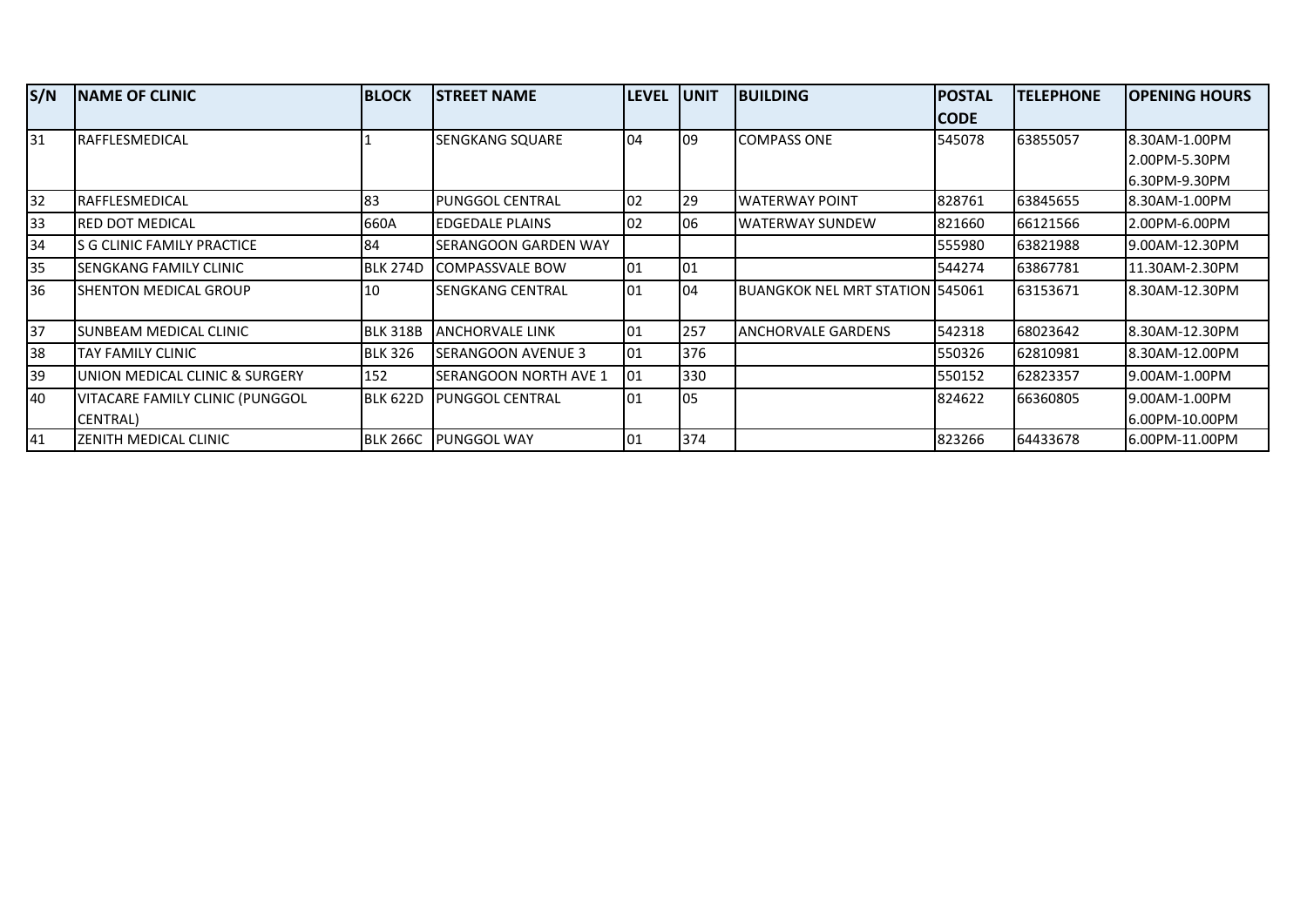| S/N | NAME OF CLINIC | BLOCK | STREET NAME | LEVEL | UNIT | BUILDING | POSTAL CODE | TELEPHONE | OPENING HOURS |
|---|---|---|---|---|---|---|---|---|---|
| 31 | RAFFLESMEDICAL | 1 | SENGKANG SQUARE | 04 | 09 | COMPASS ONE | 545078 | 63855057 | 8.30AM-1.00PM 2.00PM-5.30PM 6.30PM-9.30PM |
| 32 | RAFFLESMEDICAL | 83 | PUNGGOL CENTRAL | 02 | 29 | WATERWAY POINT | 828761 | 63845655 | 8.30AM-1.00PM |
| 33 | RED DOT MEDICAL | 660A | EDGEDALE PLAINS | 02 | 06 | WATERWAY SUNDEW | 821660 | 66121566 | 2.00PM-6.00PM |
| 34 | S G CLINIC FAMILY PRACTICE | 84 | SERANGOON GARDEN WAY | | | | 555980 | 63821988 | 9.00AM-12.30PM |
| 35 | SENGKANG FAMILY CLINIC | BLK 274D | COMPASSVALE BOW | 01 | 01 | | 544274 | 63867781 | 11.30AM-2.30PM |
| 36 | SHENTON MEDICAL GROUP | 10 | SENGKANG CENTRAL | 01 | 04 | BUANGKOK NEL MRT STATION | 545061 | 63153671 | 8.30AM-12.30PM |
| 37 | SUNBEAM MEDICAL CLINIC | BLK 318B | ANCHORVALE LINK | 01 | 257 | ANCHORVALE GARDENS | 542318 | 68023642 | 8.30AM-12.30PM |
| 38 | TAY FAMILY CLINIC | BLK 326 | SERANGOON AVENUE 3 | 01 | 376 | | 550326 | 62810981 | 8.30AM-12.00PM |
| 39 | UNION MEDICAL CLINIC & SURGERY | 152 | SERANGOON NORTH AVE 1 | 01 | 330 | | 550152 | 62823357 | 9.00AM-1.00PM |
| 40 | VITACARE FAMILY CLINIC (PUNGGOL CENTRAL) | BLK 622D | PUNGGOL CENTRAL | 01 | 05 | | 824622 | 66360805 | 9.00AM-1.00PM 6.00PM-10.00PM |
| 41 | ZENITH MEDICAL CLINIC | BLK 266C | PUNGGOL WAY | 01 | 374 | | 823266 | 64433678 | 6.00PM-11.00PM |